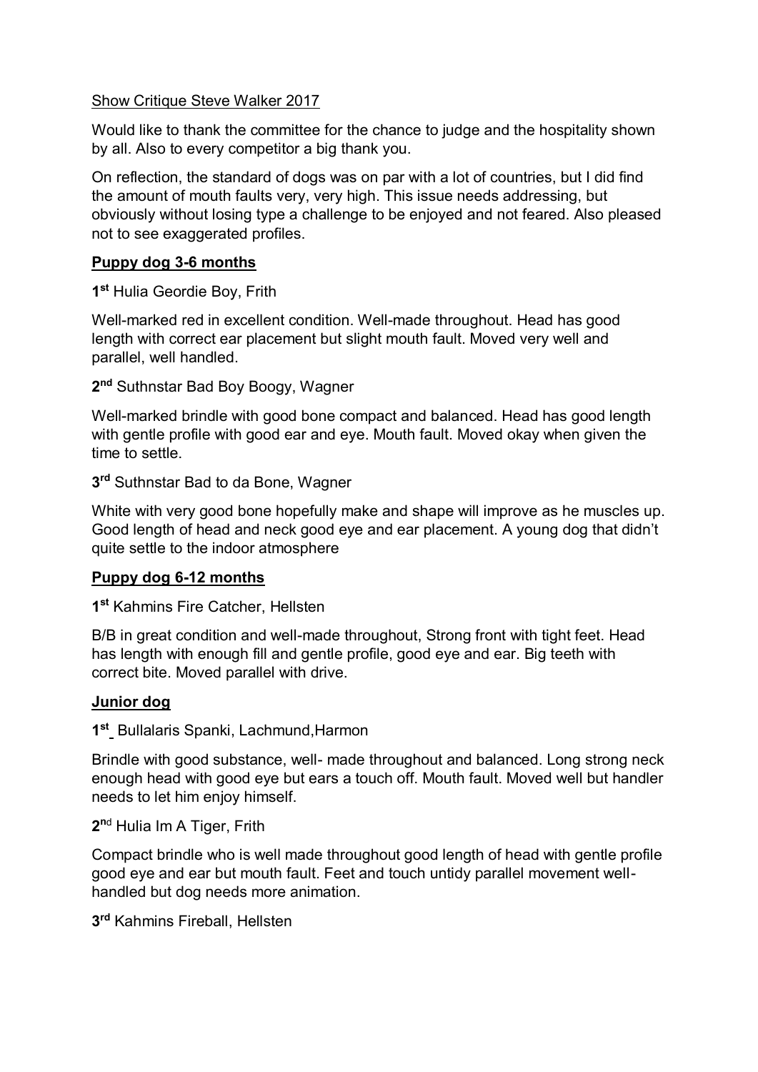Show Critique Steve Walker 2017

Would like to thank the committee for the chance to judge and the hospitality shown by all. Also to every competitor a big thank you.

On reflection, the standard of dogs was on par with a lot of countries, but I did find the amount of mouth faults very, very high. This issue needs addressing, but obviously without losing type a challenge to be enjoyed and not feared. Also pleased not to see exaggerated profiles.

**Puppy dog 3-6 months**

**1st** Hulia Geordie Boy, Frith

Well-marked red in excellent condition. Well-made throughout. Head has good length with correct ear placement but slight mouth fault. Moved very well and parallel, well handled.

**2nd** Suthnstar Bad Boy Boogy, Wagner

Well-marked brindle with good bone compact and balanced. Head has good length with gentle profile with good ear and eye. Mouth fault. Moved okay when given the time to settle.

**3rd** Suthnstar Bad to da Bone, Wagner

White with very good bone hopefully make and shape will improve as he muscles up. Good length of head and neck good eye and ear placement. A young dog that didn't quite settle to the indoor atmosphere

**Puppy dog 6-12 months**

**1st** Kahmins Fire Catcher, Hellsten

B/B in great condition and well-made throughout, Strong front with tight feet. Head has length with enough fill and gentle profile, good eye and ear. Big teeth with correct bite. Moved parallel with drive.

**Junior dog**

**1st** Bullalaris Spanki, Lachmund,Harmon

Brindle with good substance, well- made throughout and balanced. Long strong neck enough head with good eye but ears a touch off. Mouth fault. Moved well but handler needs to let him enjoy himself.

**2nd** Hulia Im A Tiger, Frith

Compact brindle who is well made throughout good length of head with gentle profile good eye and ear but mouth fault. Feet and touch untidy parallel movement well-handled but dog needs more animation.

**3rd** Kahmins Fireball, Hellsten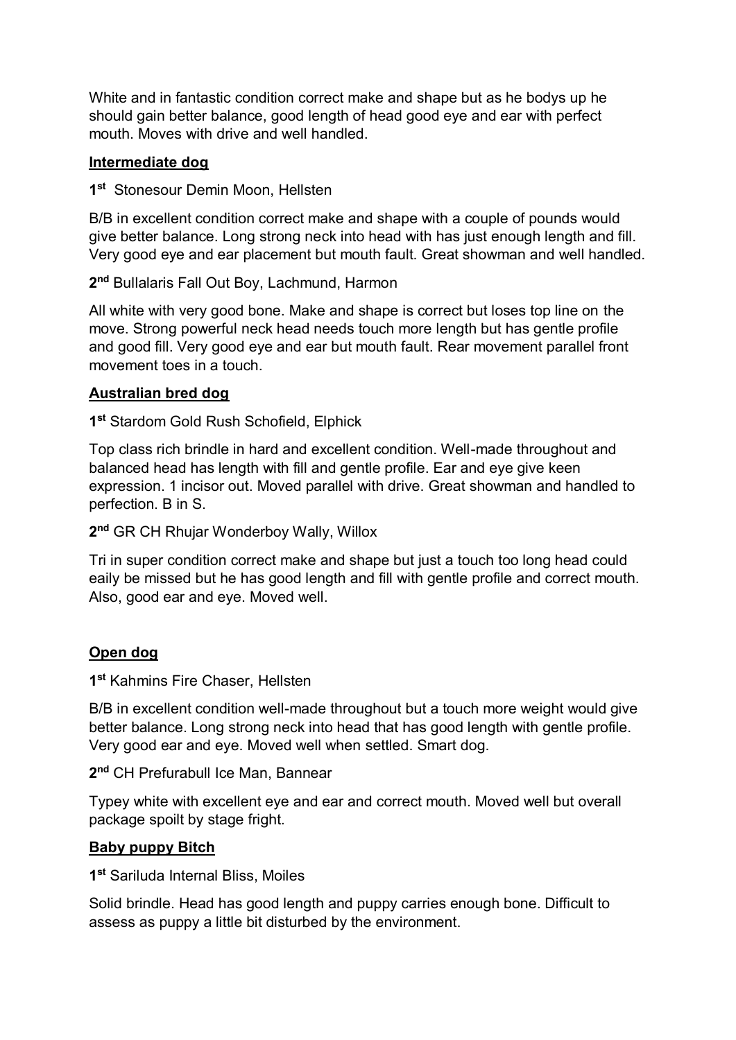White and in fantastic condition correct make and shape but as he bodys up he should gain better balance, good length of head good eye and ear with perfect mouth. Moves with drive and well handled.

## Intermediate dog

**1st** Stonesour Demin Moon, Hellsten

B/B in excellent condition correct make and shape with a couple of pounds would give better balance. Long strong neck into head with has just enough length and fill. Very good eye and ear placement but mouth fault. Great showman and well handled.

**2nd** Bullalaris Fall Out Boy, Lachmund, Harmon

All white with very good bone. Make and shape is correct but loses top line on the move. Strong powerful neck head needs touch more length but has gentle profile and good fill. Very good eye and ear but mouth fault. Rear movement parallel front movement toes in a touch.

## Australian bred dog

**1st** Stardom Gold Rush Schofield, Elphick

Top class rich brindle in hard and excellent condition. Well-made throughout and balanced head has length with fill and gentle profile. Ear and eye give keen expression. 1 incisor out. Moved parallel with drive. Great showman and handled to perfection. B in S.

**2nd** GR CH Rhujar Wonderboy Wally, Willox

Tri in super condition correct make and shape but just a touch too long head could eaily be missed but he has good length and fill with gentle profile and correct mouth. Also, good ear and eye. Moved well.

## Open dog

**1st** Kahmins Fire Chaser, Hellsten

B/B in excellent condition well-made throughout but a touch more weight would give better balance. Long strong neck into head that has good length with gentle profile. Very good ear and eye. Moved well when settled. Smart dog.

**2nd** CH Prefurabull Ice Man, Bannear

Typey white with excellent eye and ear and correct mouth. Moved well but overall package spoilt by stage fright.

## Baby puppy Bitch

**1st** Sariluda Internal Bliss, Moiles

Solid brindle. Head has good length and puppy carries enough bone. Difficult to assess as puppy a little bit disturbed by the environment.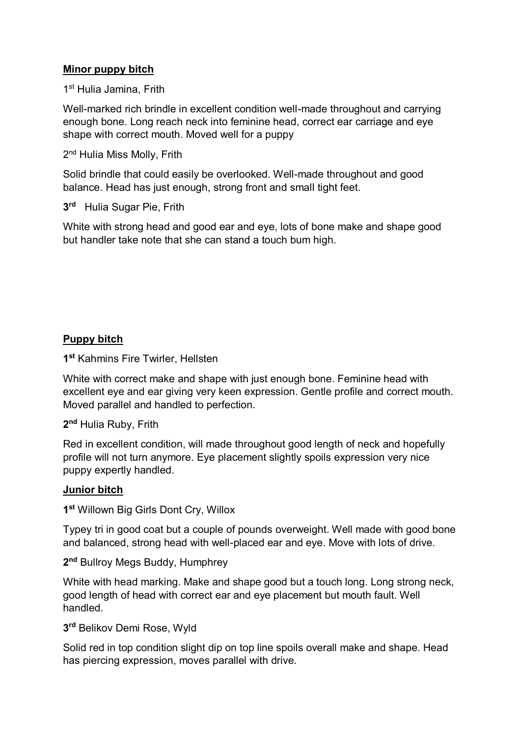**Minor puppy bitch**

1st Hulia Jamina, Frith

Well-marked rich brindle in excellent condition well-made throughout and carrying enough bone. Long reach neck into feminine head, correct ear carriage and eye shape with correct mouth. Moved well for a puppy

2nd Hulia Miss Molly, Frith

Solid brindle that could easily be overlooked. Well-made throughout and good balance. Head has just enough, strong front and small tight feet.

**3rd** Hulia Sugar Pie, Frith

White with strong head and good ear and eye, lots of bone make and shape good but handler take note that she can stand a touch bum high.

**Puppy bitch**

**1st** Kahmins Fire Twirler, Hellsten

White with correct make and shape with just enough bone. Feminine head with excellent eye and ear giving very keen expression. Gentle profile and correct mouth. Moved parallel and handled to perfection.

**2nd** Hulia Ruby, Frith

Red in excellent condition, will made throughout good length of neck and hopefully profile will not turn anymore. Eye placement slightly spoils expression very nice puppy expertly handled.

**Junior bitch**

**1st** Willown Big Girls Dont Cry, Willox

Typey tri in good coat but a couple of pounds overweight. Well made with good bone and balanced, strong head with well-placed ear and eye. Move with lots of drive.

**2nd** Bullroy Megs Buddy, Humphrey

White with head marking. Make and shape good but a touch long. Long strong neck, good length of head with correct ear and eye placement but mouth fault. Well handled.

**3rd** Belikov Demi Rose, Wyld

Solid red in top condition slight dip on top line spoils overall make and shape. Head has piercing expression, moves parallel with drive.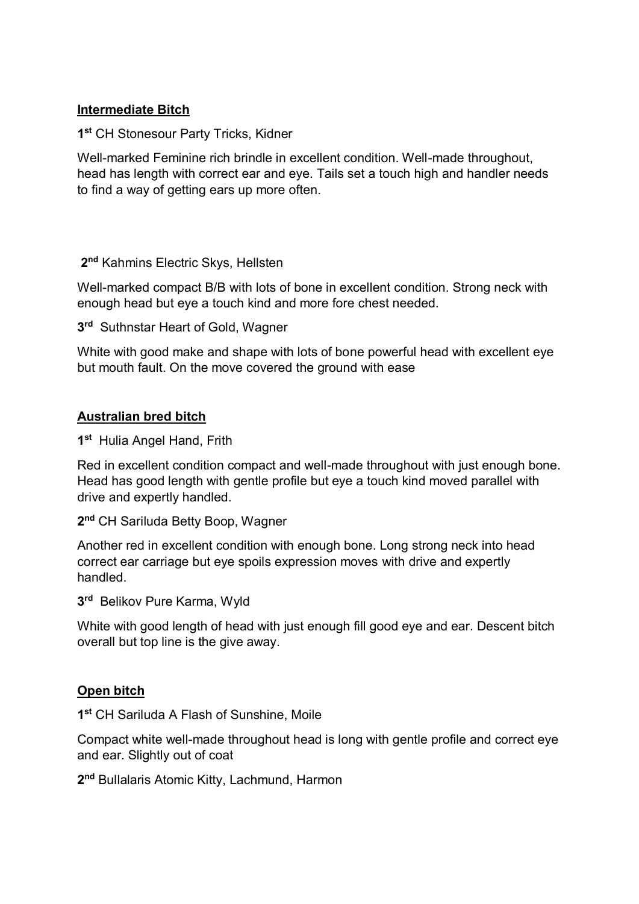**Intermediate Bitch**

**1st** CH Stonesour Party Tricks, Kidner

Well-marked Feminine rich brindle in excellent condition. Well-made throughout, head has length with correct ear and eye. Tails set a touch high and handler needs to find a way of getting ears up more often.

**2nd** Kahmins Electric Skys, Hellsten

Well-marked compact B/B with lots of bone in excellent condition. Strong neck with enough head but eye a touch kind and more fore chest needed.

**3rd** Suthnstar Heart of Gold, Wagner

White with good make and shape with lots of bone powerful head with excellent eye but mouth fault. On the move covered the ground with ease

**Australian bred bitch**

**1st** Hulia Angel Hand, Frith

Red in excellent condition compact and well-made throughout with just enough bone. Head has good length with gentle profile but eye a touch kind moved parallel with drive and expertly handled.

**2nd** CH Sariluda Betty Boop, Wagner

Another red in excellent condition with enough bone. Long strong neck into head correct ear carriage but eye spoils expression moves with drive and expertly handled.

**3rd** Belikov Pure Karma, Wyld

White with good length of head with just enough fill good eye and ear. Descent bitch overall but top line is the give away.

**Open bitch**

**1st** CH Sariluda A Flash of Sunshine, Moile

Compact white well-made throughout head is long with gentle profile and correct eye and ear. Slightly out of coat

**2nd** Bullalaris Atomic Kitty, Lachmund, Harmon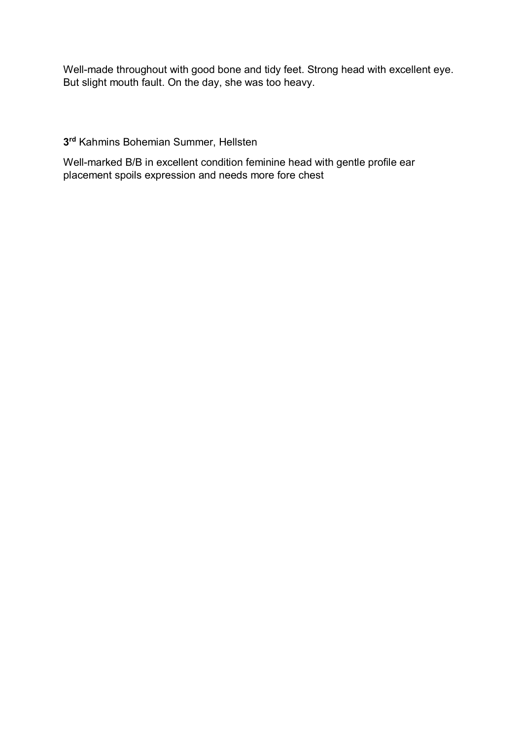Well-made throughout with good bone and tidy feet. Strong head with excellent eye. But slight mouth fault. On the day, she was too heavy.

**3rd** Kahmins Bohemian Summer, Hellsten

Well-marked B/B in excellent condition feminine head with gentle profile ear placement spoils expression and needs more fore chest